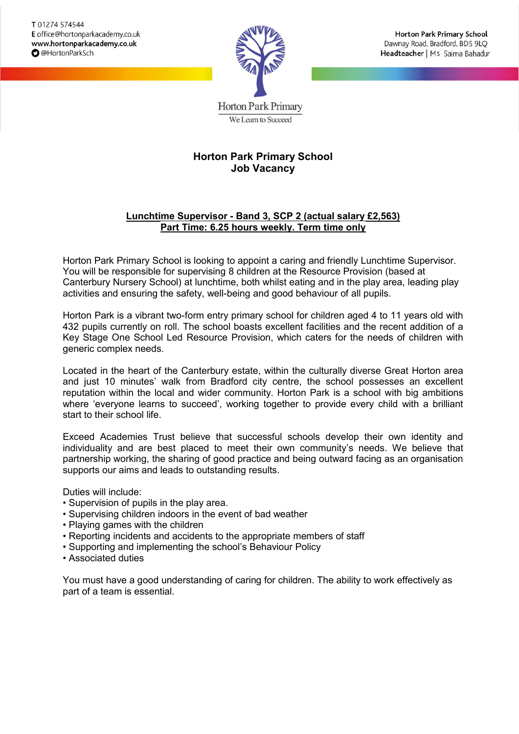T 01274 574544
E office@hortonparkacademy.co.uk
**www.hortonparkacademy.co.uk**
@HortonParkSch

Horton Park Primary
We Learn to Succeed

**Horton Park Primary School**
Dawnay Road, Bradford, BD5 9LQ
**Headteacher** | Ms Saima Bahadur

# Horton Park Primary School
# Job Vacancy

**Lunchtime Supervisor - Band 3, SCP 2 (actual salary £2,563)**
**Part Time: 6.25 hours weekly. Term time only**

Horton Park Primary School is looking to appoint a caring and friendly Lunchtime Supervisor. You will be responsible for supervising 8 children at the Resource Provision (based at Canterbury Nursery School) at lunchtime, both whilst eating and in the play area, leading play activities and ensuring the safety, well-being and good behaviour of all pupils.

Horton Park is a vibrant two-form entry primary school for children aged 4 to 11 years old with 432 pupils currently on roll. The school boasts excellent facilities and the recent addition of a Key Stage One School Led Resource Provision, which caters for the needs of children with generic complex needs.

Located in the heart of the Canterbury estate, within the culturally diverse Great Horton area and just 10 minutes' walk from Bradford city centre, the school possesses an excellent reputation within the local and wider community. Horton Park is a school with big ambitions where 'everyone learns to succeed', working together to provide every child with a brilliant start to their school life.

Exceed Academies Trust believe that successful schools develop their own identity and individuality and are best placed to meet their own community's needs. We believe that partnership working, the sharing of good practice and being outward facing as an organisation supports our aims and leads to outstanding results.

Duties will include:

- Supervision of pupils in the play area.
- Supervising children indoors in the event of bad weather
- Playing games with the children
- Reporting incidents and accidents to the appropriate members of staff
- Supporting and implementing the school's Behaviour Policy
- Associated duties

You must have a good understanding of caring for children. The ability to work effectively as part of a team is essential.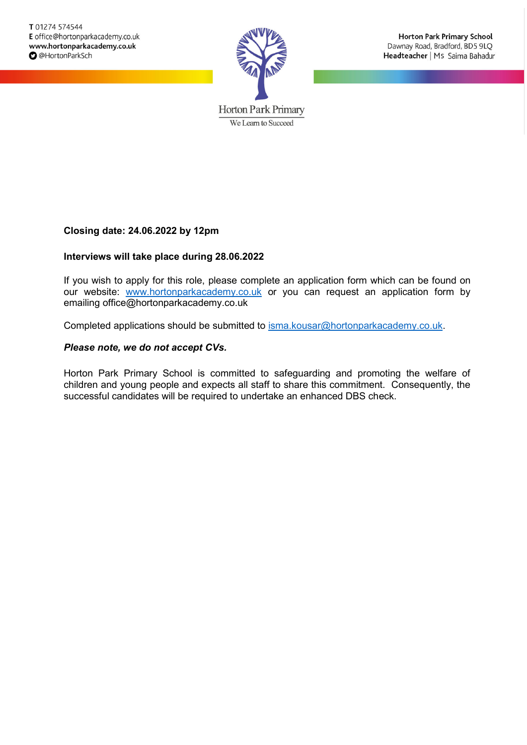**Closing date: 24.06.2022 by 12pm**

**Interviews will take place during 28.06.2022**

If you wish to apply for this role, please complete an application form which can be found on our website: www.hortonparkacademy.co.uk or you can request an application form by emailing office@hortonparkacademy.co.uk

Completed applications should be submitted to isma.kousar@hortonparkacademy.co.uk.

***Please note, we do not accept CVs.***

Horton Park Primary School is committed to safeguarding and promoting the welfare of children and young people and expects all staff to share this commitment. Consequently, the successful candidates will be required to undertake an enhanced DBS check.